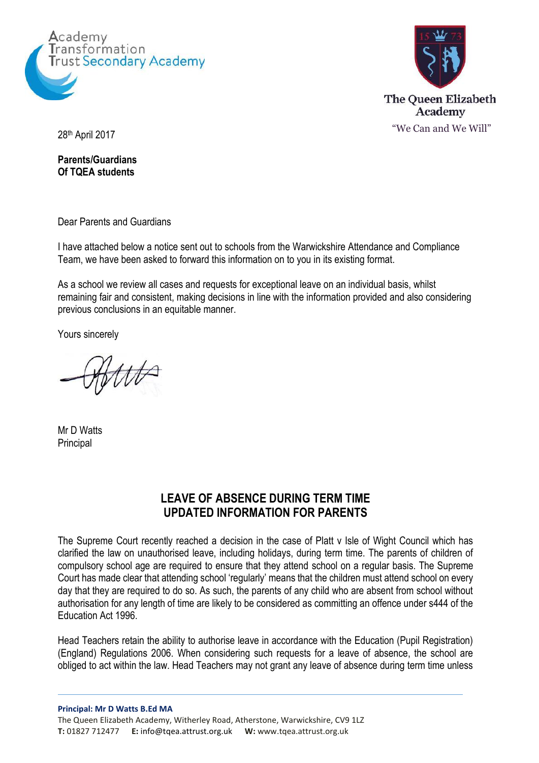Academy Transformation Trust Secondary Academy

The Queen Elizabeth Academy
"We Can and We Will"

28th April 2017

**Parents/Guardians**
**Of TQEA students**

Dear Parents and Guardians

I have attached below a notice sent out to schools from the Warwickshire Attendance and Compliance Team, we have been asked to forward this information on to you in its existing format.

As a school we review all cases and requests for exceptional leave on an individual basis, whilst remaining fair and consistent, making decisions in line with the information provided and also considering previous conclusions in an equitable manner.

Yours sincerely

Mr D Watts
Principal

## LEAVE OF ABSENCE DURING TERM TIME
## UPDATED INFORMATION FOR PARENTS

The Supreme Court recently reached a decision in the case of Platt v Isle of Wight Council which has clarified the law on unauthorised leave, including holidays, during term time. The parents of children of compulsory school age are required to ensure that they attend school on a regular basis. The Supreme Court has made clear that attending school 'regularly' means that the children must attend school on every day that they are required to do so. As such, the parents of any child who are absent from school without authorisation for any length of time are likely to be considered as committing an offence under s444 of the Education Act 1996.

Head Teachers retain the ability to authorise leave in accordance with the Education (Pupil Registration) (England) Regulations 2006. When considering such requests for a leave of absence, the school are obliged to act within the law. Head Teachers may not grant any leave of absence during term time unless

**Principal: Mr D Watts B.Ed MA**
The Queen Elizabeth Academy, Witherley Road, Atherstone, Warwickshire, CV9 1LZ
**T:** 01827 712477 **E:** info@tqea.attrust.org.uk **W:** www.tqea.attrust.org.uk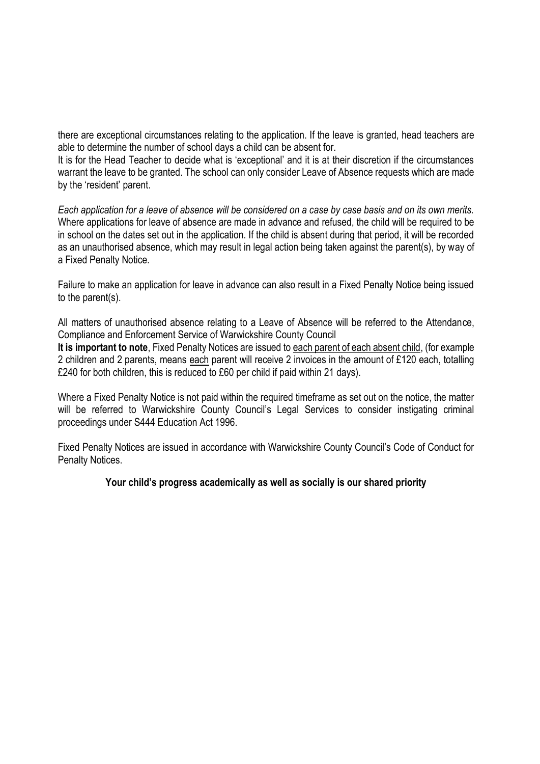there are exceptional circumstances relating to the application. If the leave is granted, head teachers are able to determine the number of school days a child can be absent for.

It is for the Head Teacher to decide what is 'exceptional' and it is at their discretion if the circumstances warrant the leave to be granted. The school can only consider Leave of Absence requests which are made by the 'resident' parent.

*Each application for a leave of absence will be considered on a case by case basis and on its own merits.* Where applications for leave of absence are made in advance and refused, the child will be required to be in school on the dates set out in the application. If the child is absent during that period, it will be recorded as an unauthorised absence, which may result in legal action being taken against the parent(s), by way of a Fixed Penalty Notice.

Failure to make an application for leave in advance can also result in a Fixed Penalty Notice being issued to the parent(s).

All matters of unauthorised absence relating to a Leave of Absence will be referred to the Attendance, Compliance and Enforcement Service of Warwickshire County Council

**It is important to note**, Fixed Penalty Notices are issued to <u>each parent of each absent child</u>, (for example 2 children and 2 parents, means <u>each</u> parent will receive 2 invoices in the amount of £120 each, totalling £240 for both children, this is reduced to £60 per child if paid within 21 days).

Where a Fixed Penalty Notice is not paid within the required timeframe as set out on the notice, the matter will be referred to Warwickshire County Council's Legal Services to consider instigating criminal proceedings under S444 Education Act 1996.

Fixed Penalty Notices are issued in accordance with Warwickshire County Council's Code of Conduct for Penalty Notices.

**Your child's progress academically as well as socially is our shared priority**